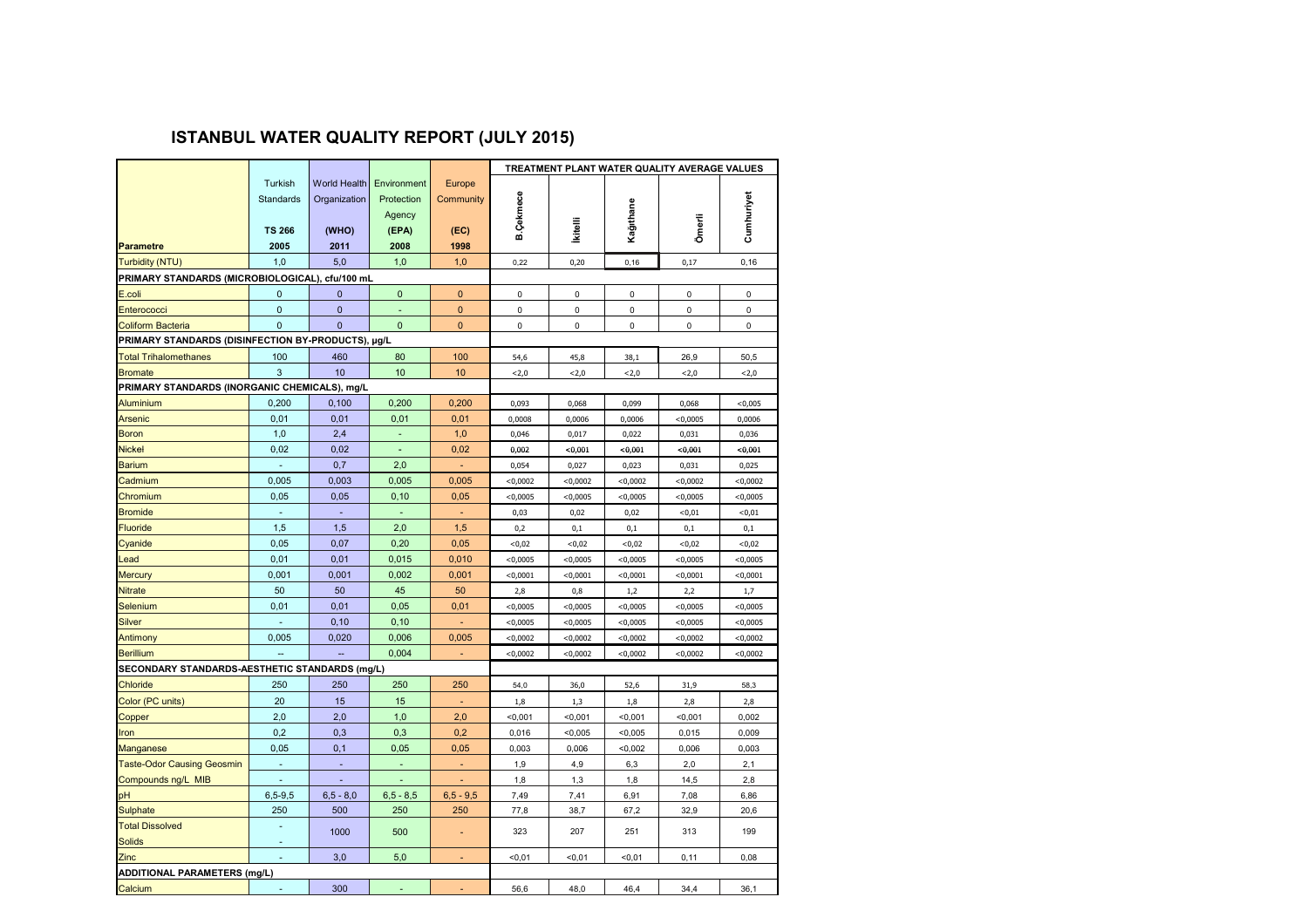# ISTANBUL WATER QUALITY REPORT (JULY 2015)

| Parametre | Turkish Standards TS 266 2005 | World Health Organization (WHO) 2011 | Environment Protection Agency (EPA) 2008 | Europe Community (EC) 1998 | TREATMENT PLANT WATER QUALITY AVERAGE VALUES B.Çekmece | İkitelli | Kağıthane | Ömerli | Cumhuriyet |
|---|---|---|---|---|---|---|---|---|---|
| Turbidity (NTU) | 1,0 | 5,0 | 1,0 | 1,0 | 0,22 | 0,20 | 0,16 | 0,17 | 0,16 |
| **PRIMARY STANDARDS (MICROBIOLOGICAL), cfu/100 mL** | | | | | | | | | |
| E.coli | 0 | 0 | 0 | 0 | 0 | 0 | 0 | 0 | 0 |
| Enterococci | 0 | 0 | - | 0 | 0 | 0 | 0 | 0 | 0 |
| Coliform Bacteria | 0 | 0 | 0 | 0 | 0 | 0 | 0 | 0 | 0 |
| **PRIMARY STANDARDS (DISINFECTION BY-PRODUCTS), µg/L** | | | | | | | | | |
| Total Trihalomethanes | 100 | 460 | 80 | 100 | 54,6 | 45,8 | 38,1 | 26,9 | 50,5 |
| Bromate | 3 | 10 | 10 | 10 | <2,0 | <2,0 | <2,0 | <2,0 | <2,0 |
| **PRIMARY STANDARDS (INORGANIC CHEMICALS), mg/L** | | | | | | | | | |
| Aluminium | 0,200 | 0,100 | 0,200 | 0,200 | 0,093 | 0,068 | 0,099 | 0,068 | <0,005 |
| Arsenic | 0,01 | 0,01 | 0,01 | 0,01 | 0,0008 | 0,0006 | 0,0006 | <0,0005 | 0,0006 |
| Boron | 1,0 | 2,4 | - | 1,0 | 0,046 | 0,017 | 0,022 | 0,031 | 0,036 |
| Nickel | 0,02 | 0,02 | - | 0,02 | 0,002 | <0,001 | <0,001 | <0,001 | <0,001 |
| Barium | - | 0,7 | 2,0 | - | 0,054 | 0,027 | 0,023 | 0,031 | 0,025 |
| Cadmium | 0,005 | 0,003 | 0,005 | 0,005 | <0,0002 | <0,0002 | <0,0002 | <0,0002 | <0,0002 |
| Chromium | 0,05 | 0,05 | 0,10 | 0,05 | <0,0005 | <0,0005 | <0,0005 | <0,0005 | <0,0005 |
| Bromide | - | - | - | - | 0,03 | 0,02 | 0,02 | <0,01 | <0,01 |
| Fluoride | 1,5 | 1,5 | 2,0 | 1,5 | 0,2 | 0,1 | 0,1 | 0,1 | 0,1 |
| Cyanide | 0,05 | 0,07 | 0,20 | 0,05 | <0,02 | <0,02 | <0,02 | <0,02 | <0,02 |
| Lead | 0,01 | 0,01 | 0,015 | 0,010 | <0,0005 | <0,0005 | <0,0005 | <0,0005 | <0,0005 |
| Mercury | 0,001 | 0,001 | 0,002 | 0,001 | <0,0001 | <0,0001 | <0,0001 | <0,0001 | <0,0001 |
| Nitrate | 50 | 50 | 45 | 50 | 2,8 | 0,8 | 1,2 | 2,2 | 1,7 |
| Selenium | 0,01 | 0,01 | 0,05 | 0,01 | <0,0005 | <0,0005 | <0,0005 | <0,0005 | <0,0005 |
| Silver | - | 0,10 | 0,10 | - | <0,0005 | <0,0005 | <0,0005 | <0,0005 | <0,0005 |
| Antimony | 0,005 | 0,020 | 0,006 | 0,005 | <0,0002 | <0,0002 | <0,0002 | <0,0002 | <0,0002 |
| Berillium | -- | -- | 0,004 | - | <0,0002 | <0,0002 | <0,0002 | <0,0002 | <0,0002 |
| **SECONDARY STANDARDS-AESTHETIC STANDARDS (mg/L)** | | | | | | | | | |
| Chloride | 250 | 250 | 250 | 250 | 54,0 | 36,0 | 52,6 | 31,9 | 58,3 |
| Color (PC units) | 20 | 15 | 15 | - | 1,8 | 1,3 | 1,8 | 2,8 | 2,8 |
| Copper | 2,0 | 2,0 | 1,0 | 2,0 | <0,001 | <0,001 | <0,001 | <0,001 | 0,002 |
| Iron | 0,2 | 0,3 | 0,3 | 0,2 | 0,016 | <0,005 | <0,005 | 0,015 | 0,009 |
| Manganese | 0,05 | 0,1 | 0,05 | 0,05 | 0,003 | 0,006 | <0,002 | 0,006 | 0,003 |
| Taste-Odor Causing Geosmin | - | - | - | - | 1,9 | 4,9 | 6,3 | 2,0 | 2,1 |
| Compounds ng/L MIB | - | - | - | - | 1,8 | 1,3 | 1,8 | 14,5 | 2,8 |
| pH | 6,5-9,5 | 6,5 - 8,0 | 6,5 - 8,5 | 6,5 - 9,5 | 7,49 | 7,41 | 6,91 | 7,08 | 6,86 |
| Sulphate | 250 | 500 | 250 | 250 | 77,8 | 38,7 | 67,2 | 32,9 | 20,6 |
| Total Dissolved Solids | - | 1000 | 500 | - | 323 | 207 | 251 | 313 | 199 |
| Zinc | - | 3,0 | 5,0 | - | <0,01 | <0,01 | <0,01 | 0,11 | 0,08 |
| **ADDITIONAL PARAMETERS (mg/L)** | | | | | | | | | |
| Calcium | - | 300 | - | - | 56,6 | 48,0 | 46,4 | 34,4 | 36,1 |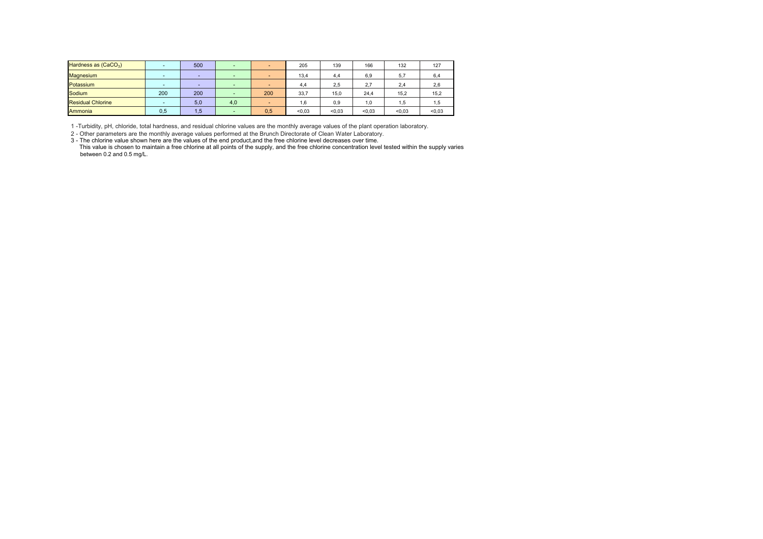| | | | | | | | | | |
|---|---|---|---|---|---|---|---|---|---|
| Hardness as ($CaCO_3$) | - | 500 | - | - | 205 | 139 | 166 | 132 | 127 |
| Magnesium | - | - | - | - | 13,4 | 4,4 | 6,9 | 5,7 | 6,4 |
| Potassium | - | - | - | - | 4,4 | 2,5 | 2,7 | 2,4 | 2,6 |
| Sodium | 200 | 200 | - | 200 | 33,7 | 15,0 | 24,4 | 15,2 | 15,2 |
| Residual Chlorine | - | 5,0 | 4,0 | - | 1,6 | 0,9 | 1,0 | 1,5 | 1,5 |
| Ammonia | 0,5 | 1,5 | - | 0,5 | <0,03 | <0,03 | <0,03 | <0,03 | <0,03 |

1 -Turbidity, pH, chloride, total hardness, and residual chlorine values are the monthly average values of the plant operation laboratory.

2 - Other parameters are the monthly average values performed at the Brunch Directorate of Clean Water Laboratory.

3 - The chlorine value shown here are the values of the end product,and the free chlorine level decreases over time.
This value is chosen to maintain a free chlorine at all points of the supply, and the free chlorine concentration level tested within the supply varies between 0.2 and 0.5 mg/L.